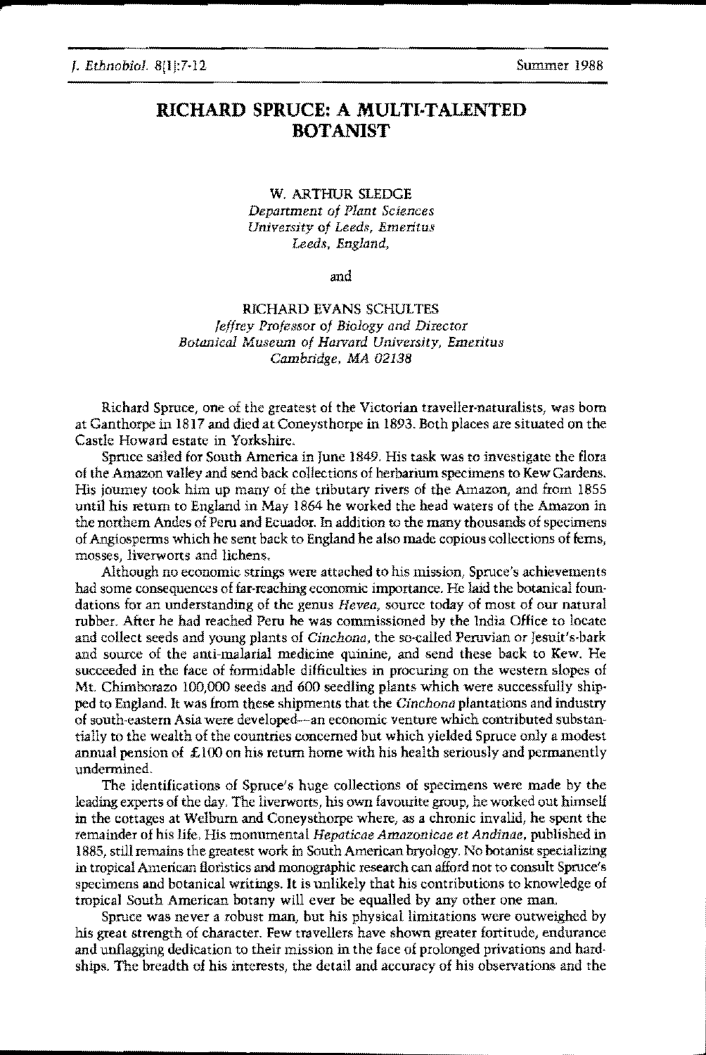# RICHARD SPRUCE: A MULTI-TALENTED BOTANIST

W. ARTHUR SLEDGE
*Department of Plant Sciences*
*University of Leeds, Emeritus*
*Leeds, England,*

and

RICHARD EVANS SCHULTES
*Jeffrey Professor of Biology and Director*
*Botanical Museum of Harvard University, Emeritus*
*Cambridge, MA 02138*

Richard Spruce, one of the greatest of the Victorian traveller-naturalists, was born at Ganthorpe in 1817 and died at Coneysthorpe in 1893. Both places are situated on the Castle Howard estate in Yorkshire.

Spruce sailed for South America in June 1849. His task was to investigate the flora of the Amazon valley and send back collections of herbarium specimens to Kew Gardens. His journey took him up many of the tributary rivers of the Amazon, and from 1855 until his return to England in May 1864 he worked the head waters of the Amazon in the northern Andes of Peru and Ecuador. In addition to the many thousands of specimens of Angiosperms which he sent back to England he also made copious collections of ferns, mosses, liverworts and lichens.

Although no economic strings were attached to his mission, Spruce's achievements had some consequences of far-reaching economic importance. He laid the botanical foundations for an understanding of the genus *Hevea*, source today of most of our natural rubber. After he had reached Peru he was commissioned by the India Office to locate and collect seeds and young plants of *Cinchona*, the so-called Peruvian or Jesuit's-bark and source of the anti-malarial medicine quinine, and send these back to Kew. He succeeded in the face of formidable difficulties in procuring on the western slopes of Mt. Chimborazo 100,000 seeds and 600 seedling plants which were successfully shipped to England. It was from these shipments that the *Cinchona* plantations and industry of south-eastern Asia were developed—an economic venture which contributed substantially to the wealth of the countries concerned but which yielded Spruce only a modest annual pension of £100 on his return home with his health seriously and permanently undermined.

The identifications of Spruce's huge collections of specimens were made by the leading experts of the day. The liverworts, his own favourite group, he worked out himself in the cottages at Welburn and Coneysthorpe where, as a chronic invalid, he spent the remainder of his life. His monumental *Hepaticae Amazonicae et Andinae*, published in 1885, still remains the greatest work in South American bryology. No botanist specializing in tropical American floristics and monographic research can afford not to consult Spruce's specimens and botanical writings. It is unlikely that his contributions to knowledge of tropical South American botany will ever be equalled by any other one man.

Spruce was never a robust man, but his physical limitations were outweighed by his great strength of character. Few travellers have shown greater fortitude, endurance and unflagging dedication to their mission in the face of prolonged privations and hardships. The breadth of his interests, the detail and accuracy of his observations and the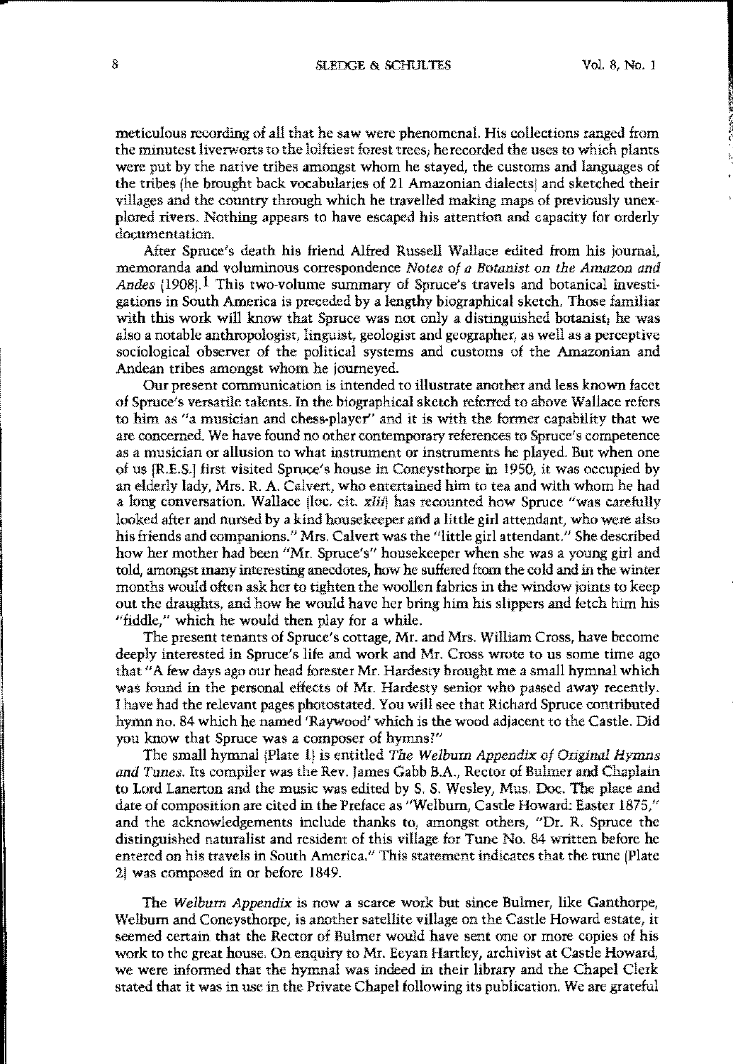meticulous recording of all that he saw were phenomenal. His collections ranged from the minutest liverworts to the loftiest forest trees; he recorded the uses to which plants were put by the native tribes amongst whom he stayed, the customs and languages of the tribes (he brought back vocabularies of 21 Amazonian dialects) and sketched their villages and the country through which he travelled making maps of previously unexplored rivers. Nothing appears to have escaped his attention and capacity for orderly documentation.

After Spruce's death his friend Alfred Russell Wallace edited from his journal, memoranda and voluminous correspondence *Notes of a Botanist on the Amazon and Andes* (1908).[1] This two-volume summary of Spruce's travels and botanical investigations in South America is preceded by a lengthy biographical sketch. Those familiar with this work will know that Spruce was not only a distinguished botanist; he was also a notable anthropologist, linguist, geologist and geographer, as well as a perceptive sociological observer of the political systems and customs of the Amazonian and Andean tribes amongst whom he journeyed.

Our present communication is intended to illustrate another and less known facet of Spruce's versatile talents. In the biographical sketch referred to above Wallace refers to him as "a musician and chess-player" and it is with the former capability that we are concerned. We have found no other contemporary references to Spruce's competence as a musician or allusion to what instrument or instruments he played. But when one of us (R.E.S.) first visited Spruce's house in Coneysthorpe in 1950, it was occupied by an elderly lady, Mrs. R. A. Calvert, who entertained him to tea and with whom he had a long conversation. Wallace (loc. cit. *xlii*) has recounted how Spruce "was carefully looked after and nursed by a kind housekeeper and a little girl attendant, who were also his friends and companions." Mrs. Calvert was the "little girl attendant." She described how her mother had been "Mr. Spruce's" housekeeper when she was a young girl and told, amongst many interesting anecdotes, how he suffered from the cold and in the winter months would often ask her to tighten the woollen fabrics in the window joints to keep out the draughts, and how he would have her bring him his slippers and fetch him his "fiddle," which he would then play for a while.

The present tenants of Spruce's cottage, Mr. and Mrs. William Cross, have become deeply interested in Spruce's life and work and Mr. Cross wrote to us some time ago that "A few days ago our head forester Mr. Hardesty brought me a small hymnal which was found in the personal effects of Mr. Hardesty senior who passed away recently. I have had the relevant pages photostated. You will see that Richard Spruce contributed hymn no. 84 which he named 'Raywood' which is the wood adjacent to the Castle. Did you know that Spruce was a composer of hymns?"

The small hymnal (Plate 1) is entitled *The Welburn Appendix of Original Hymns and Tunes*. Its compiler was the Rev. James Gabb B.A., Rector of Bulmer and Chaplain to Lord Lanerton and the music was edited by S. S. Wesley, Mus. Doc. The place and date of composition are cited in the Preface as "Welburn, Castle Howard: Easter 1875," and the acknowledgements include thanks to, amongst others, "Dr. R. Spruce the distinguished naturalist and resident of this village for Tune No. 84 written before he entered on his travels in South America." This statement indicates that the tune (Plate 2) was composed in or before 1849.

The *Welburn Appendix* is now a scarce work but since Bulmer, like Ganthorpe, Welburn and Coneysthorpe, is another satellite village on the Castle Howard estate, it seemed certain that the Rector of Bulmer would have sent one or more copies of his work to the great house. On enquiry to Mr. Eeyan Hartley, archivist at Castle Howard, we were informed that the hymnal was indeed in their library and the Chapel Clerk stated that it was in use in the Private Chapel following its publication. We are grateful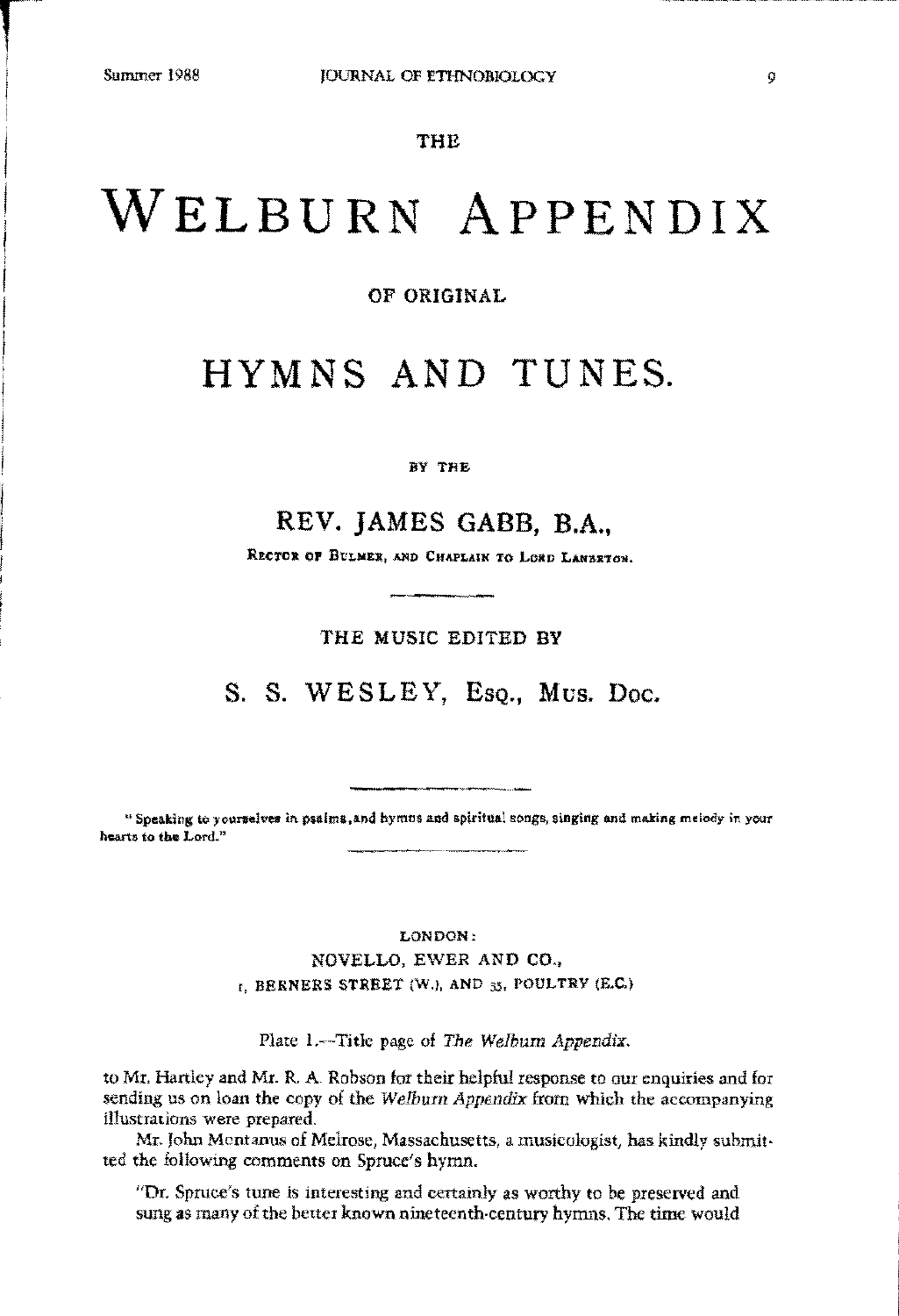THE

# WELBURN APPENDIX

OF ORIGINAL

# HYMNS AND TUNES.

BY THE

## REV. JAMES GABB, B.A.,

RECTOR OF BULMER, AND CHAPLAIN TO LORD LAMBERTON.

THE MUSIC EDITED BY

## S. S. WESLEY, ESQ., MUS. DOC.

"Speaking to yourselves in psalms, and hymns and spiritual songs, singing and making melody in your hearts to the Lord."

LONDON:
NOVELLO, EWER AND CO.,
1, BERNERS STREET (W.), AND 35, POULTRY (E.C.)

Plate 1.—Title page of *The Welburn Appendix.*

to Mr. Hartley and Mr. R. A. Robson for their helpful response to our enquiries and for sending us on loan the copy of the *Welburn Appendix* from which the accompanying illustrations were prepared.

Mr. John Montanus of Melrose, Massachusetts, a musicologist, has kindly submitted the following comments on Spruce's hymn.

"Dr. Spruce's tune is interesting and certainly as worthy to be preserved and sung as many of the better known nineteenth-century hymns. The time would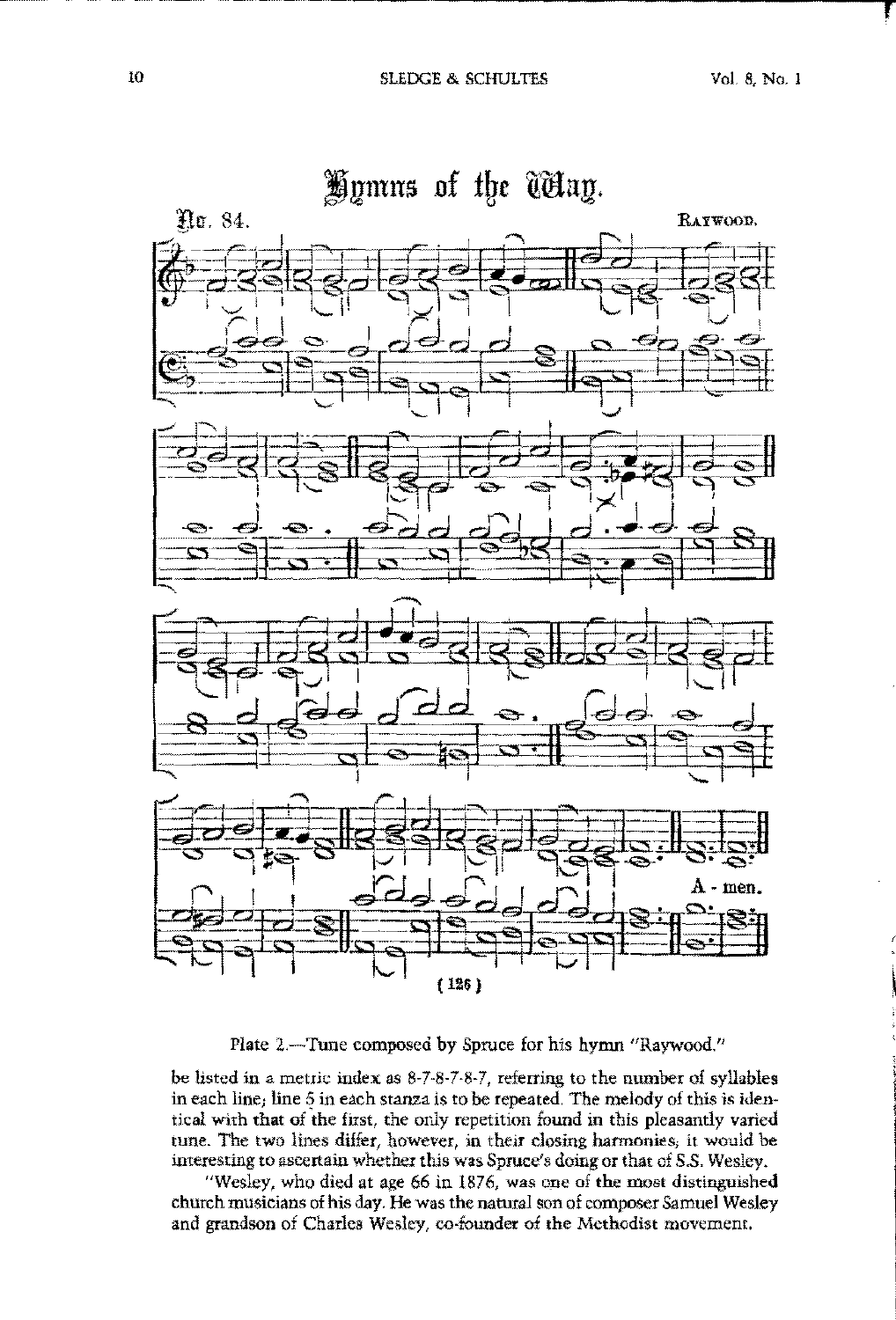Plate 2.—Tune composed by Spruce for his hymn "Raywood."

be listed in a metric index as 8-7-8-7-8-7, referring to the number of syllables in each line; line 5 in each stanza is to be repeated. The melody of this is identical with that of the first, the only repetition found in this pleasantly varied tune. The two lines differ, however, in their closing harmonies; it would be interesting to ascertain whether this was Spruce's doing or that of S.S. Wesley.

"Wesley, who died at age 66 in 1876, was one of the most distinguished church musicians of his day. He was the natural son of composer Samuel Wesley and grandson of Charles Wesley, co-founder of the Methodist movement.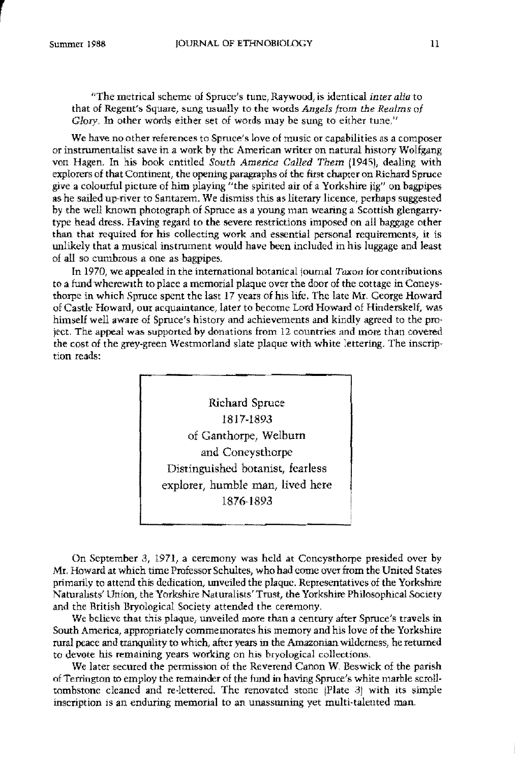"The metrical scheme of Spruce's tune, Raywood, is identical *inter alia* to that of Regent's Square, sung usually to the words *Angels from the Realms of Glory*. In other words either set of words may be sung to either tune."

We have no other references to Spruce's love of music or capabilities as a composer or instrumentalist save in a work by the American writer on natural history Wolfgang von Hagen. In his book entitled *South America Called Them* (1945), dealing with explorers of that Continent, the opening paragraphs of the first chapter on Richard Spruce give a colourful picture of him playing "the spirited air of a Yorkshire jig" on bagpipes as he sailed up-river to Santarem. We dismiss this as literary licence, perhaps suggested by the well known photograph of Spruce as a young man wearing a Scottish glengarry-type head dress. Having regard to the severe restrictions imposed on all baggage other than that required for his collecting work and essential personal requirements, it is unlikely that a musical instrument would have been included in his luggage and least of all so cumbrous a one as bagpipes.

In 1970, we appealed in the international botanical journal *Taxon* for contributions to a fund wherewith to place a memorial plaque over the door of the cottage in Coneysthorpe in which Spruce spent the last 17 years of his life. The late Mr. George Howard of Castle Howard, our acquaintance, later to become Lord Howard of Hinderskelf, was himself well aware of Spruce's history and achievements and kindly agreed to the project. The appeal was supported by donations from 12 countries and more than covered the cost of the grey-green Westmorland slate plaque with white lettering. The inscription reads:

> Richard Spruce
> 1817-1893
> of Ganthorpe, Welburn
> and Coneysthorpe
> Distinguished botanist, fearless
> explorer, humble man, lived here
> 1876-1893

On September 3, 1971, a ceremony was held at Coneysthorpe presided over by Mr. Howard at which time Professor Schultes, who had come over from the United States primarily to attend this dedication, unveiled the plaque. Representatives of the Yorkshire Naturalists' Union, the Yorkshire Naturalists' Trust, the Yorkshire Philosophical Society and the British Bryological Society attended the ceremony.

We believe that this plaque, unveiled more than a century after Spruce's travels in South America, appropriately commemorates his memory and his love of the Yorkshire rural peace and tranquility to which, after years in the Amazonian wilderness, he returned to devote his remaining years working on his bryological collections.

We later secured the permission of the Reverend Canon W. Beswick of the parish of Terrington to employ the remainder of the fund in having Spruce's white marble scroll-tombstone cleaned and re-lettered. The renovated stone (Plate 3) with its simple inscription is an enduring memorial to an unassuming yet multi-talented man.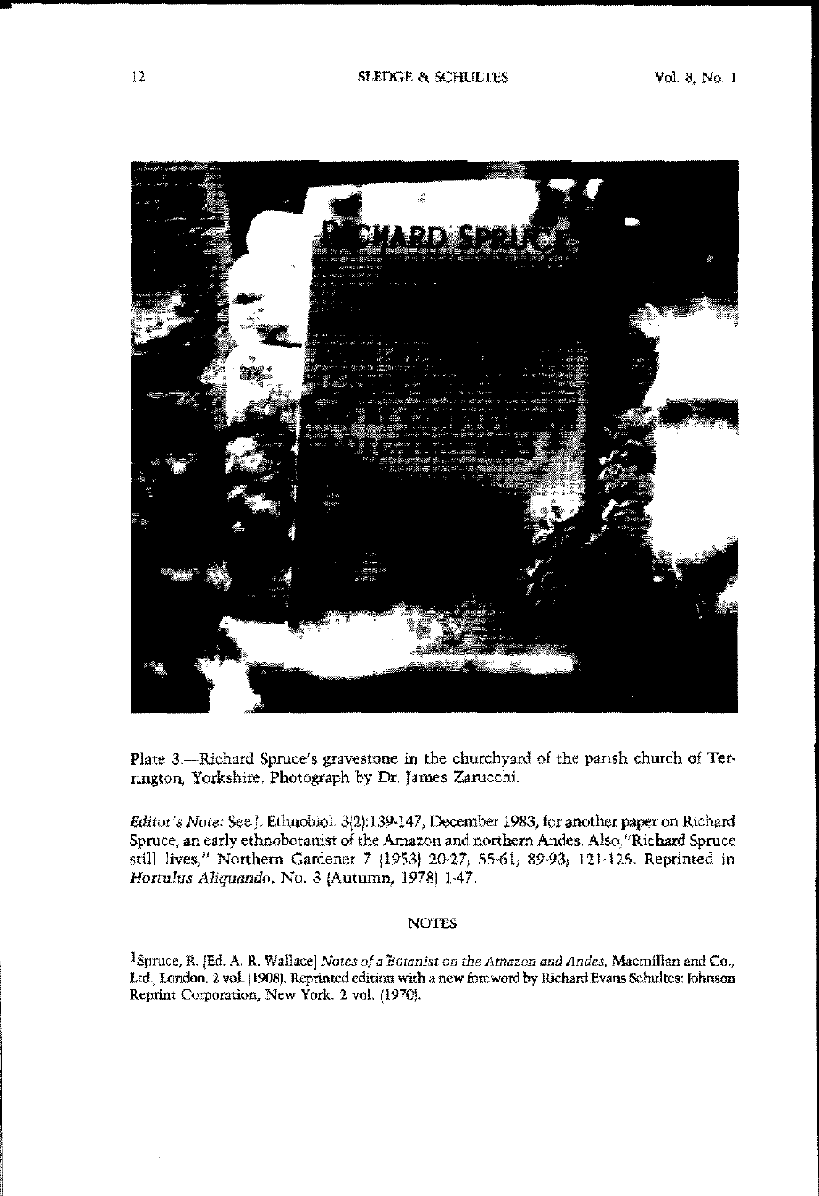Plate 3.—Richard Spruce's gravestone in the churchyard of the parish church of Terrington, Yorkshire. Photograph by Dr. James Zarucchi.

*Editor's Note:* See J. Ethnobiol. 3(2):139-147, December 1983, for another paper on Richard Spruce, an early ethnobotanist of the Amazon and northern Andes. Also, "Richard Spruce still lives," Northern Gardener 7 (1953) 20-27; 55-61; 89-93; 121-125. Reprinted in *Hortulus Aliquando*, No. 3 (Autumn, 1978) 1-47.

## NOTES

[1]Spruce, R. (Ed. A. R. Wallace) *Notes of a Botanist on the Amazon and Andes*, Macmillan and Co., Ltd., London. 2 vol. (1908). Reprinted edition with a new foreword by Richard Evans Schultes: Johnson Reprint Corporation, New York. 2 vol. (1970).